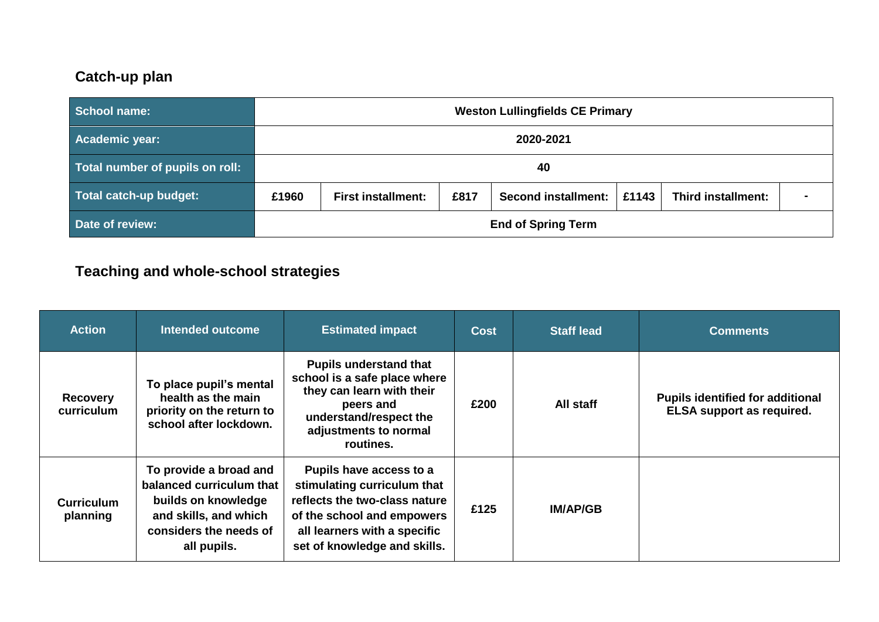## Catch-up plan

| School name: | Weston Lullingfields CE Primary | | | | | |
|---|---|---|---|---|---|---|
| Academic year: | 2020-2021 | | | | | |
| Total number of pupils on roll: | 40 | | | | | |
| Total catch-up budget: | £1960 | First installment: | £817 | Second installment: | £1143 | Third installment: | - |
| Date of review: | End of Spring Term | | | | | |

## Teaching and whole-school strategies

| Action | Intended outcome | Estimated impact | Cost | Staff lead | Comments |
|---|---|---|---|---|---|
| **Recovery curriculum** | **To place pupil's mental health as the main priority on the return to school after lockdown.** | **Pupils understand that school is a safe place where they can learn with their peers and understand/respect the adjustments to normal routines.** | **£200** | **All staff** | **Pupils identified for additional ELSA support as required.** |
| **Curriculum planning** | **To provide a broad and balanced curriculum that builds on knowledge and skills, and which considers the needs of all pupils.** | **Pupils have access to a stimulating curriculum that reflects the two-class nature of the school and empowers all learners with a specific set of knowledge and skills.** | **£125** | **IM/AP/GB** | |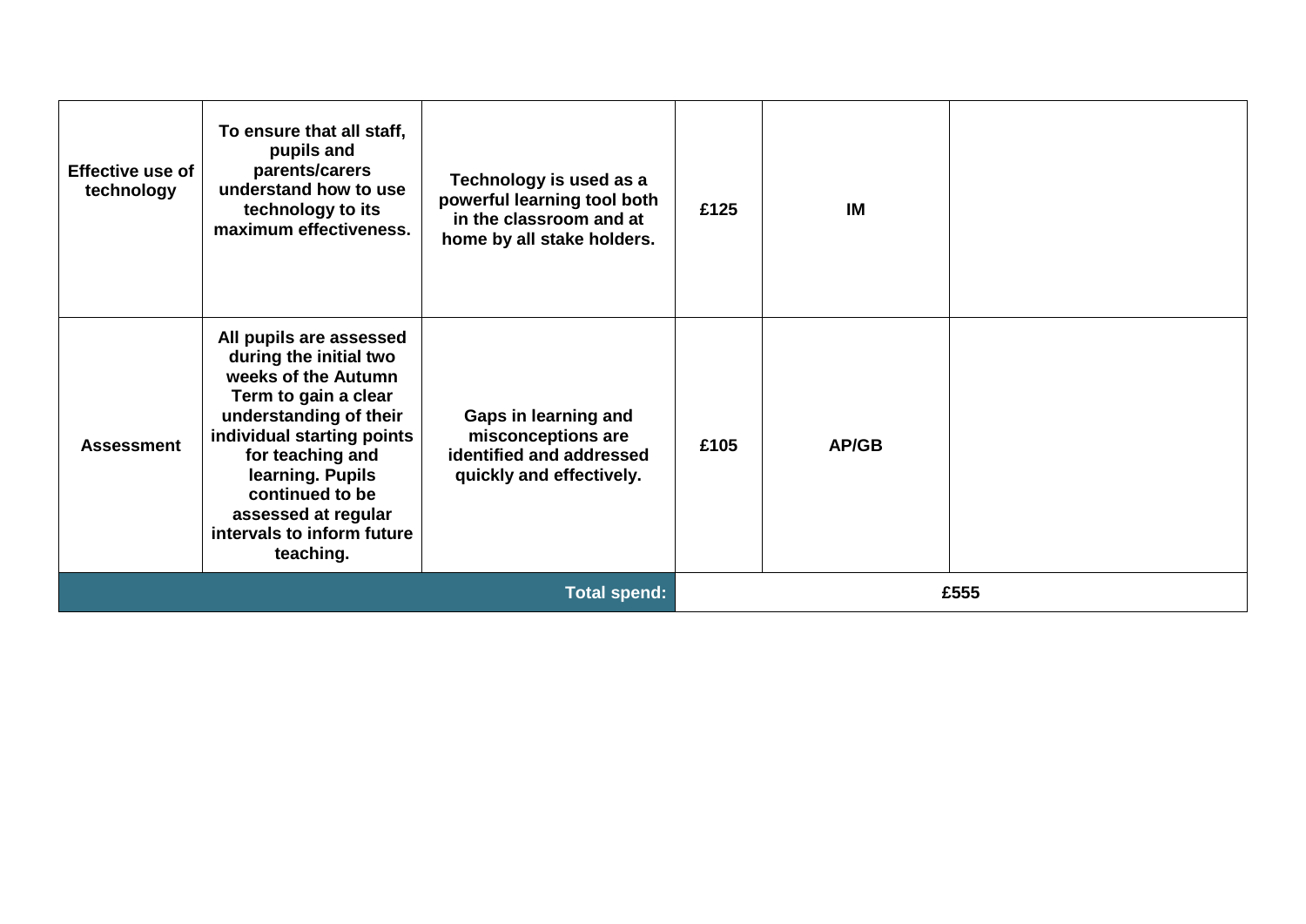| | | | | | |
|---|---|---|---|---|---|
| **Effective use of technology** | **To ensure that all staff, pupils and parents/carers understand how to use technology to its maximum effectiveness.** | **Technology is used as a powerful learning tool both in the classroom and at home by all stake holders.** | **£125** | **IM** | |
| **Assessment** | **All pupils are assessed during the initial two weeks of the Autumn Term to gain a clear understanding of their individual starting points for teaching and learning. Pupils continued to be assessed at regular intervals to inform future teaching.** | **Gaps in learning and misconceptions are identified and addressed quickly and effectively.** | **£105** | **AP/GB** | |
| | | **Total spend:** | **£555** | | |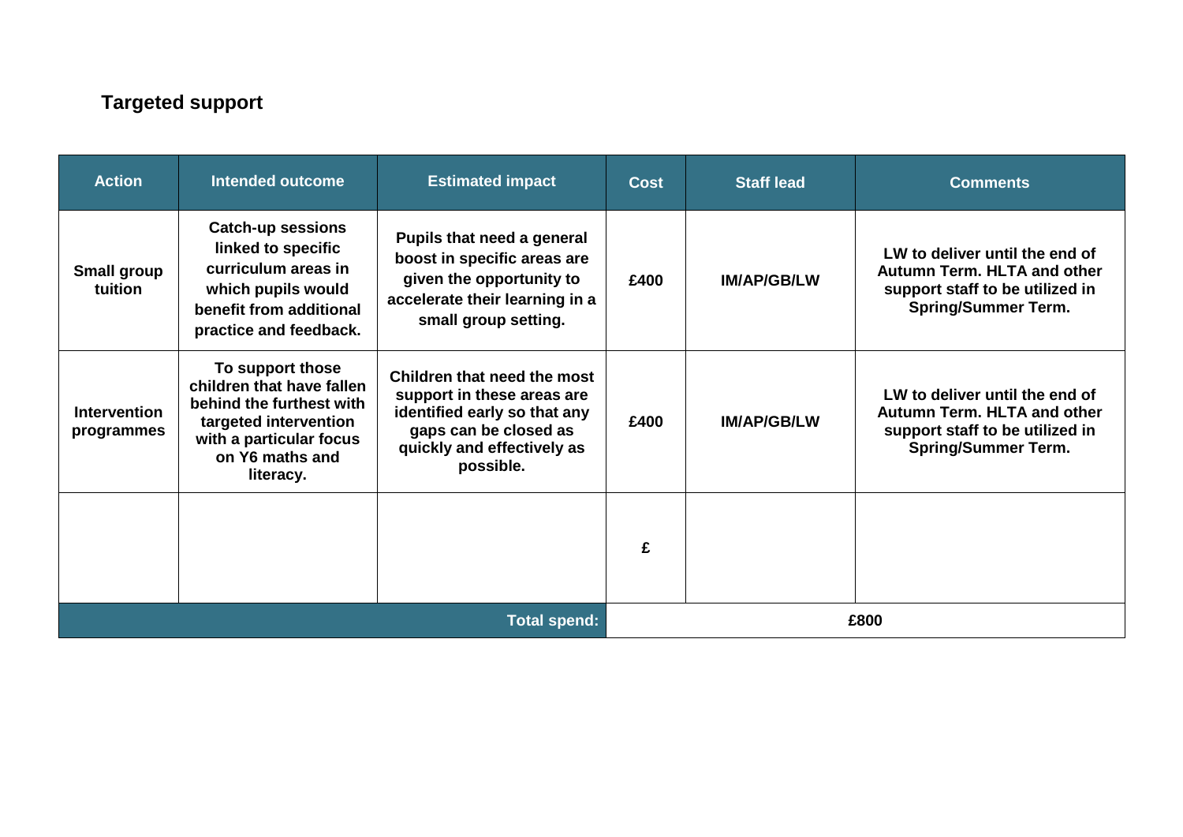## Targeted support

| Action | Intended outcome | Estimated impact | Cost | Staff lead | Comments |
|---|---|---|---|---|---|
| **Small group tuition** | **Catch-up sessions linked to specific curriculum areas in which pupils would benefit from additional practice and feedback.** | **Pupils that need a general boost in specific areas are given the opportunity to accelerate their learning in a small group setting.** | **£400** | **IM/AP/GB/LW** | **LW to deliver until the end of Autumn Term. HLTA and other support staff to be utilized in Spring/Summer Term.** |
| **Intervention programmes** | **To support those children that have fallen behind the furthest with targeted intervention with a particular focus on Y6 maths and literacy.** | **Children that need the most support in these areas are identified early so that any gaps can be closed as quickly and effectively as possible.** | **£400** | **IM/AP/GB/LW** | **LW to deliver until the end of Autumn Term. HLTA and other support staff to be utilized in Spring/Summer Term.** |
| | | | **£** | | |
| | | **Total spend:** | **£800** | | |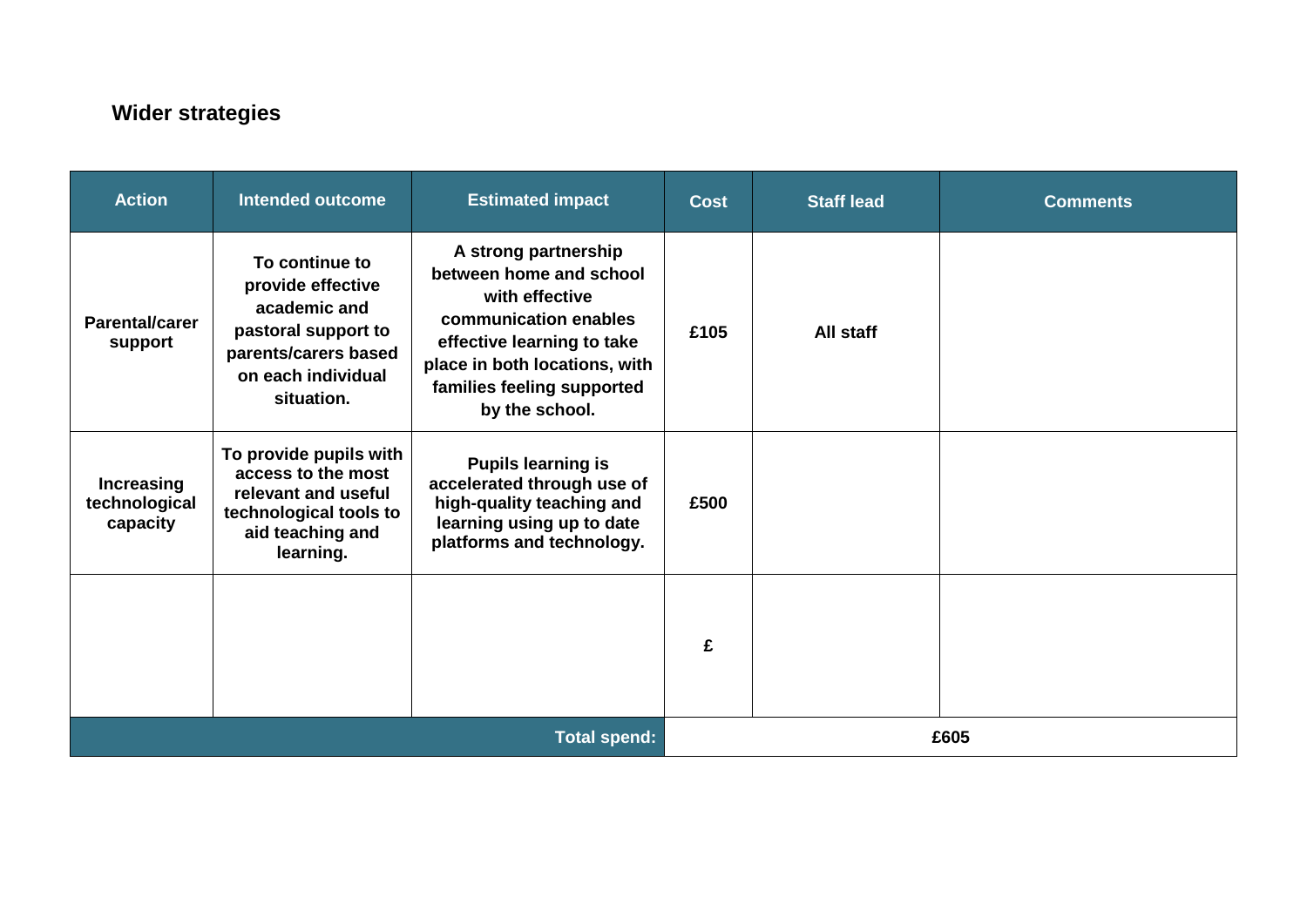## Wider strategies

| Action | Intended outcome | Estimated impact | Cost | Staff lead | Comments |
|---|---|---|---|---|---|
| **Parental/carer support** | **To continue to provide effective academic and pastoral support to parents/carers based on each individual situation.** | **A strong partnership between home and school with effective communication enables effective learning to take place in both locations, with families feeling supported by the school.** | **£105** | **All staff** | |
| **Increasing technological capacity** | **To provide pupils with access to the most relevant and useful technological tools to aid teaching and learning.** | **Pupils learning is accelerated through use of high-quality teaching and learning using up to date platforms and technology.** | **£500** | | |
| | | | **£** | | |
| | | **Total spend:** | **£605** | | |